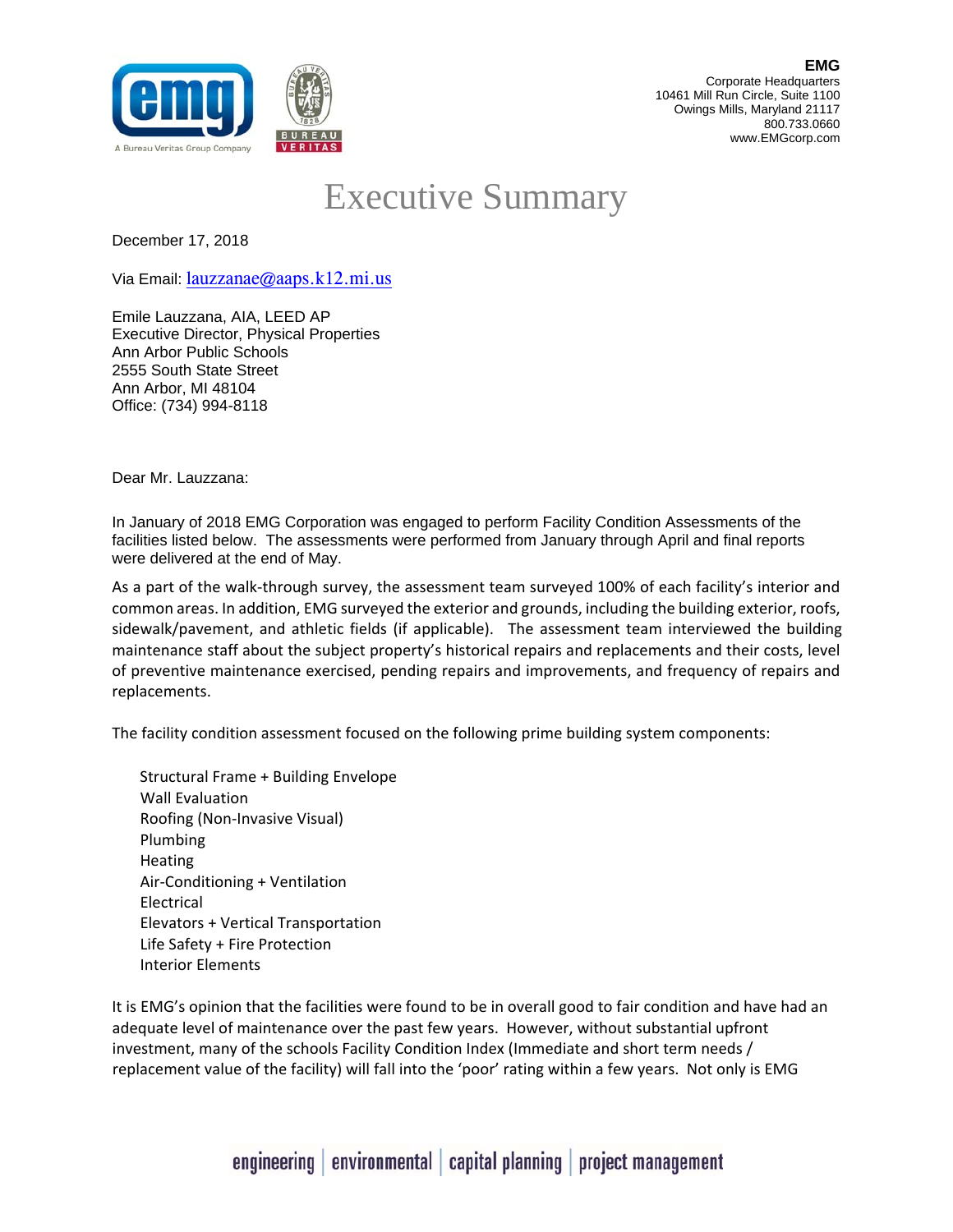**EMG**
Corporate Headquarters
10461 Mill Run Circle, Suite 1100
Owings Mills, Maryland 21117
800.733.0660
www.EMGcorp.com

# Executive Summary

December 17, 2018

Via Email: lauzzanae@aaps.k12.mi.us

Emile Lauzzana, AIA, LEED AP
Executive Director, Physical Properties
Ann Arbor Public Schools
2555 South State Street
Ann Arbor, MI 48104
Office: (734) 994-8118

Dear Mr. Lauzzana:

In January of 2018 EMG Corporation was engaged to perform Facility Condition Assessments of the facilities listed below. The assessments were performed from January through April and final reports were delivered at the end of May.

As a part of the walk-through survey, the assessment team surveyed 100% of each facility's interior and common areas. In addition, EMG surveyed the exterior and grounds, including the building exterior, roofs, sidewalk/pavement, and athletic fields (if applicable). The assessment team interviewed the building maintenance staff about the subject property's historical repairs and replacements and their costs, level of preventive maintenance exercised, pending repairs and improvements, and frequency of repairs and replacements.

The facility condition assessment focused on the following prime building system components:

- Structural Frame + Building Envelope
- Wall Evaluation
- Roofing (Non-Invasive Visual)
- Plumbing
- Heating
- Air-Conditioning + Ventilation
- Electrical
- Elevators + Vertical Transportation
- Life Safety + Fire Protection
- Interior Elements

It is EMG's opinion that the facilities were found to be in overall good to fair condition and have had an adequate level of maintenance over the past few years. However, without substantial upfront investment, many of the schools Facility Condition Index (Immediate and short term needs / replacement value of the facility) will fall into the 'poor' rating within a few years. Not only is EMG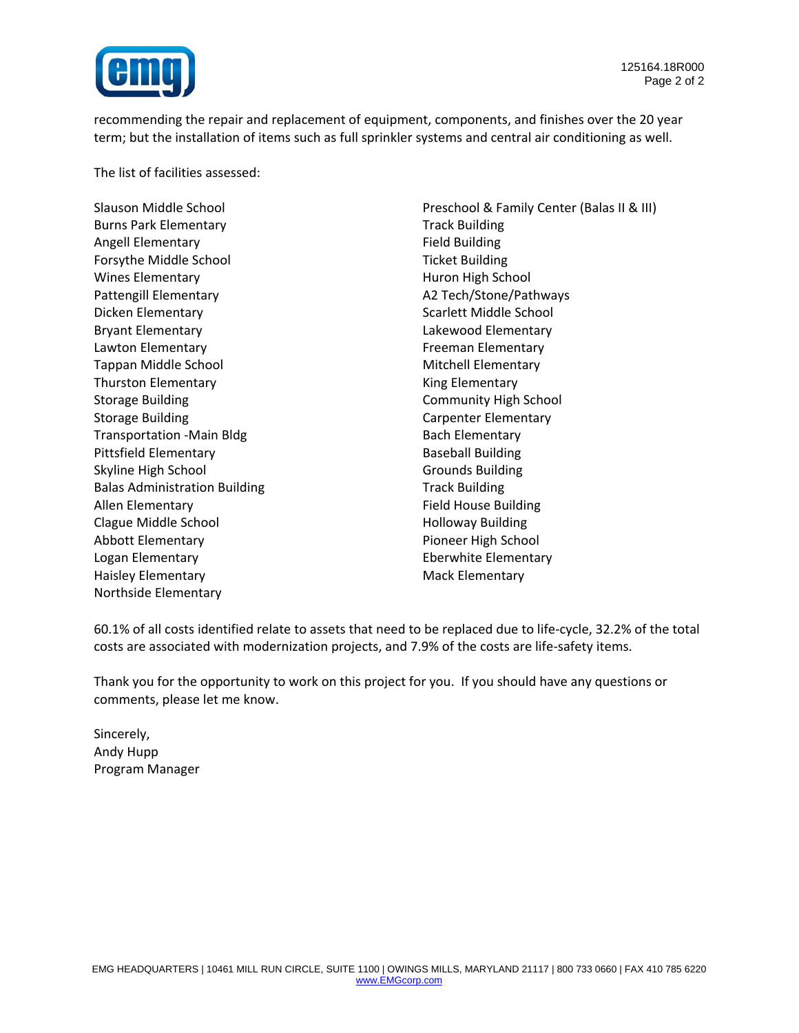recommending the repair and replacement of equipment, components, and finishes over the 20 year term; but the installation of items such as full sprinkler systems and central air conditioning as well.

The list of facilities assessed:

Slauson Middle School
Burns Park Elementary
Angell Elementary
Forsythe Middle School
Wines Elementary
Pattengill Elementary
Dicken Elementary
Bryant Elementary
Lawton Elementary
Tappan Middle School
Thurston Elementary
Storage Building
Storage Building
Transportation -Main Bldg
Pittsfield Elementary
Skyline High School
Balas Administration Building
Allen Elementary
Clague Middle School
Abbott Elementary
Logan Elementary
Haisley Elementary
Northside Elementary
Preschool & Family Center (Balas II & III)
Track Building
Field Building
Ticket Building
Huron High School
A2 Tech/Stone/Pathways
Scarlett Middle School
Lakewood Elementary
Freeman Elementary
Mitchell Elementary
King Elementary
Community High School
Carpenter Elementary
Bach Elementary
Baseball Building
Grounds Building
Track Building
Field House Building
Holloway Building
Pioneer High School
Eberwhite Elementary
Mack Elementary

60.1% of all costs identified relate to assets that need to be replaced due to life-cycle, 32.2% of the total costs are associated with modernization projects, and 7.9% of the costs are life-safety items.

Thank you for the opportunity to work on this project for you. If you should have any questions or comments, please let me know.

Sincerely,
Andy Hupp
Program Manager

EMG HEADQUARTERS | 10461 MILL RUN CIRCLE, SUITE 1100 | OWINGS MILLS, MARYLAND 21117 | 800 733 0660 | FAX 410 785 6220
www.EMGcorp.com